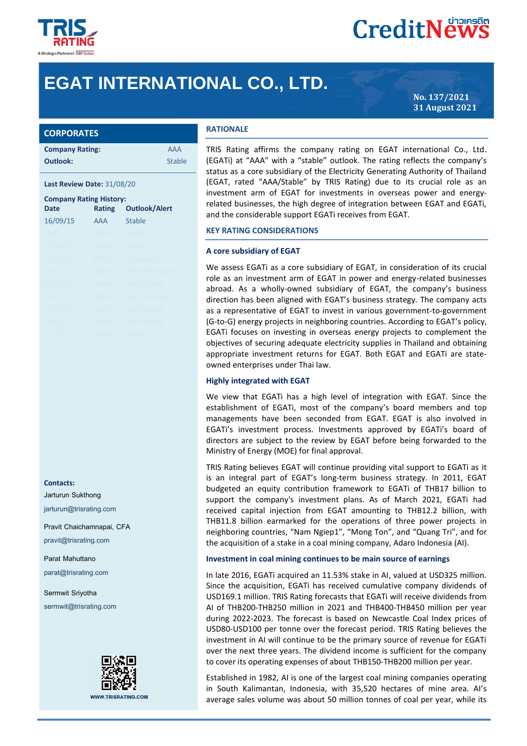# EGAT INTERNATIONAL CO., LTD.

**No. 137/2021**
**31 August 2021**

## CORPORATES

| | |
|---|---|
| **Company Rating:** | AAA |
| **Outlook:** | Stable |

**Last Review Date:** 31/08/20

**Company Rating History:**

| Date | Rating | Outlook/Alert |
|---|---|---|
| 16/09/15 | AAA | Stable |

**Contacts:**

Jarturun Sukthong

jarturun@trisrating.com

Pravit Chaichamnapai, CFA

pravit@trisrating.com

Parat Mahuttano

parat@trisrating.com

Sermwit Sriyotha

sermwit@trisrating.com

WWW.TRISRATING.COM

## RATIONALE

TRIS Rating affirms the company rating on EGAT international Co., Ltd. (EGATi) at "AAA" with a "stable" outlook. The rating reflects the company's status as a core subsidiary of the Electricity Generating Authority of Thailand (EGAT, rated "AAA/Stable" by TRIS Rating) due to its crucial role as an investment arm of EGAT for investments in overseas power and energy-related businesses, the high degree of integration between EGAT and EGATi, and the considerable support EGATi receives from EGAT.

## KEY RATING CONSIDERATIONS

### A core subsidiary of EGAT

We assess EGATi as a core subsidiary of EGAT, in consideration of its crucial role as an investment arm of EGAT in power and energy-related businesses abroad. As a wholly-owned subsidiary of EGAT, the company's business direction has been aligned with EGAT's business strategy. The company acts as a representative of EGAT to invest in various government-to-government (G-to-G) energy projects in neighboring countries. According to EGAT's policy, EGATi focuses on investing in overseas energy projects to complement the objectives of securing adequate electricity supplies in Thailand and obtaining appropriate investment returns for EGAT. Both EGAT and EGATi are state-owned enterprises under Thai law.

### Highly integrated with EGAT

We view that EGATi has a high level of integration with EGAT. Since the establishment of EGATi, most of the company's board members and top managements have been seconded from EGAT. EGAT is also involved in EGATi's investment process. Investments approved by EGATi's board of directors are subject to the review by EGAT before being forwarded to the Ministry of Energy (MOE) for final approval.

TRIS Rating believes EGAT will continue providing vital support to EGATi as it is an integral part of EGAT's long-term business strategy. In 2011, EGAT budgeted an equity contribution framework to EGATi of THB17 billion to support the company's investment plans. As of March 2021, EGATi had received capital injection from EGAT amounting to THB12.2 billion, with THB11.8 billion earmarked for the operations of three power projects in neighboring countries, "Nam Ngiep1", "Mong Ton", and "Quang Tri", and for the acquisition of a stake in a coal mining company, Adaro Indonesia (AI).

### Investment in coal mining continues to be main source of earnings

In late 2016, EGATi acquired an 11.53% stake in AI, valued at USD325 million. Since the acquisition, EGATi has received cumulative company dividends of USD169.1 million. TRIS Rating forecasts that EGATi will receive dividends from AI of THB200-THB250 million in 2021 and THB400-THB450 million per year during 2022-2023. The forecast is based on Newcastle Coal Index prices of USD80-USD100 per tonne over the forecast period. TRIS Rating believes the investment in AI will continue to be the primary source of revenue for EGATi over the next three years. The dividend income is sufficient for the company to cover its operating expenses of about THB150-THB200 million per year.

Established in 1982, AI is one of the largest coal mining companies operating in South Kalimantan, Indonesia, with 35,520 hectares of mine area. AI's average sales volume was about 50 million tonnes of coal per year, while its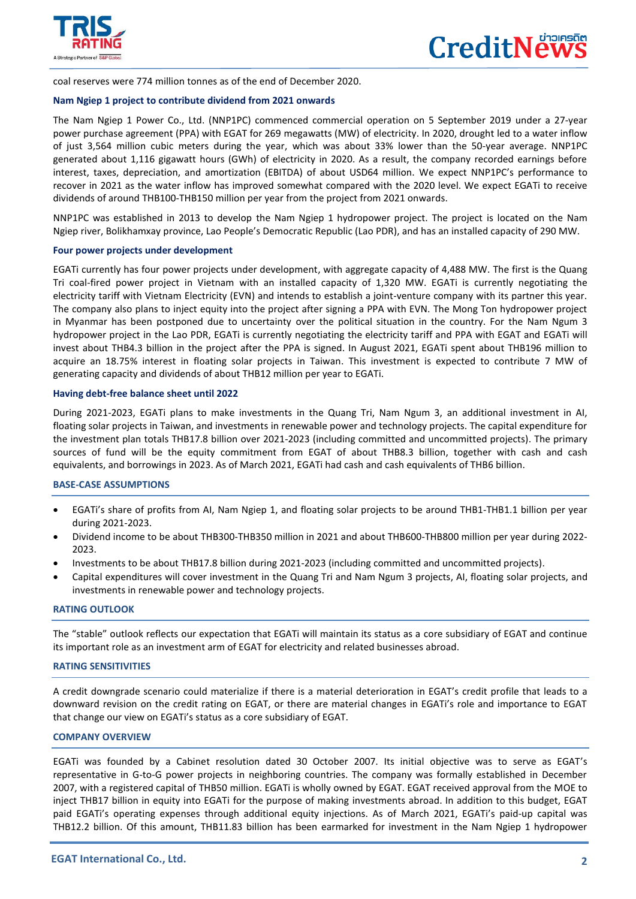coal reserves were 774 million tonnes as of the end of December 2020.

### Nam Ngiep 1 project to contribute dividend from 2021 onwards

The Nam Ngiep 1 Power Co., Ltd. (NNP1PC) commenced commercial operation on 5 September 2019 under a 27-year power purchase agreement (PPA) with EGAT for 269 megawatts (MW) of electricity. In 2020, drought led to a water inflow of just 3,564 million cubic meters during the year, which was about 33% lower than the 50-year average. NNP1PC generated about 1,116 gigawatt hours (GWh) of electricity in 2020. As a result, the company recorded earnings before interest, taxes, depreciation, and amortization (EBITDA) of about USD64 million. We expect NNP1PC's performance to recover in 2021 as the water inflow has improved somewhat compared with the 2020 level. We expect EGATi to receive dividends of around THB100-THB150 million per year from the project from 2021 onwards.

NNP1PC was established in 2013 to develop the Nam Ngiep 1 hydropower project. The project is located on the Nam Ngiep river, Bolikhamxay province, Lao People's Democratic Republic (Lao PDR), and has an installed capacity of 290 MW.

### Four power projects under development

EGATi currently has four power projects under development, with aggregate capacity of 4,488 MW. The first is the Quang Tri coal-fired power project in Vietnam with an installed capacity of 1,320 MW. EGATi is currently negotiating the electricity tariff with Vietnam Electricity (EVN) and intends to establish a joint-venture company with its partner this year. The company also plans to inject equity into the project after signing a PPA with EVN. The Mong Ton hydropower project in Myanmar has been postponed due to uncertainty over the political situation in the country. For the Nam Ngum 3 hydropower project in the Lao PDR, EGATi is currently negotiating the electricity tariff and PPA with EGAT and EGATi will invest about THB4.3 billion in the project after the PPA is signed. In August 2021, EGATi spent about THB196 million to acquire an 18.75% interest in floating solar projects in Taiwan. This investment is expected to contribute 7 MW of generating capacity and dividends of about THB12 million per year to EGATi.

### Having debt-free balance sheet until 2022

During 2021-2023, EGATi plans to make investments in the Quang Tri, Nam Ngum 3, an additional investment in AI, floating solar projects in Taiwan, and investments in renewable power and technology projects. The capital expenditure for the investment plan totals THB17.8 billion over 2021-2023 (including committed and uncommitted projects). The primary sources of fund will be the equity commitment from EGAT of about THB8.3 billion, together with cash and cash equivalents, and borrowings in 2023. As of March 2021, EGATi had cash and cash equivalents of THB6 billion.

## BASE-CASE ASSUMPTIONS

- EGATi's share of profits from AI, Nam Ngiep 1, and floating solar projects to be around THB1-THB1.1 billion per year during 2021-2023.
- Dividend income to be about THB300-THB350 million in 2021 and about THB600-THB800 million per year during 2022-2023.
- Investments to be about THB17.8 billion during 2021-2023 (including committed and uncommitted projects).
- Capital expenditures will cover investment in the Quang Tri and Nam Ngum 3 projects, AI, floating solar projects, and investments in renewable power and technology projects.

## RATING OUTLOOK

The "stable" outlook reflects our expectation that EGATi will maintain its status as a core subsidiary of EGAT and continue its important role as an investment arm of EGAT for electricity and related businesses abroad.

## RATING SENSITIVITIES

A credit downgrade scenario could materialize if there is a material deterioration in EGAT's credit profile that leads to a downward revision on the credit rating on EGAT, or there are material changes in EGATi's role and importance to EGAT that change our view on EGATi's status as a core subsidiary of EGAT.

## COMPANY OVERVIEW

EGATi was founded by a Cabinet resolution dated 30 October 2007. Its initial objective was to serve as EGAT's representative in G-to-G power projects in neighboring countries. The company was formally established in December 2007, with a registered capital of THB50 million. EGATi is wholly owned by EGAT. EGAT received approval from the MOE to inject THB17 billion in equity into EGATi for the purpose of making investments abroad. In addition to this budget, EGAT paid EGATi's operating expenses through additional equity injections. As of March 2021, EGATi's paid-up capital was THB12.2 billion. Of this amount, THB11.83 billion has been earmarked for investment in the Nam Ngiep 1 hydropower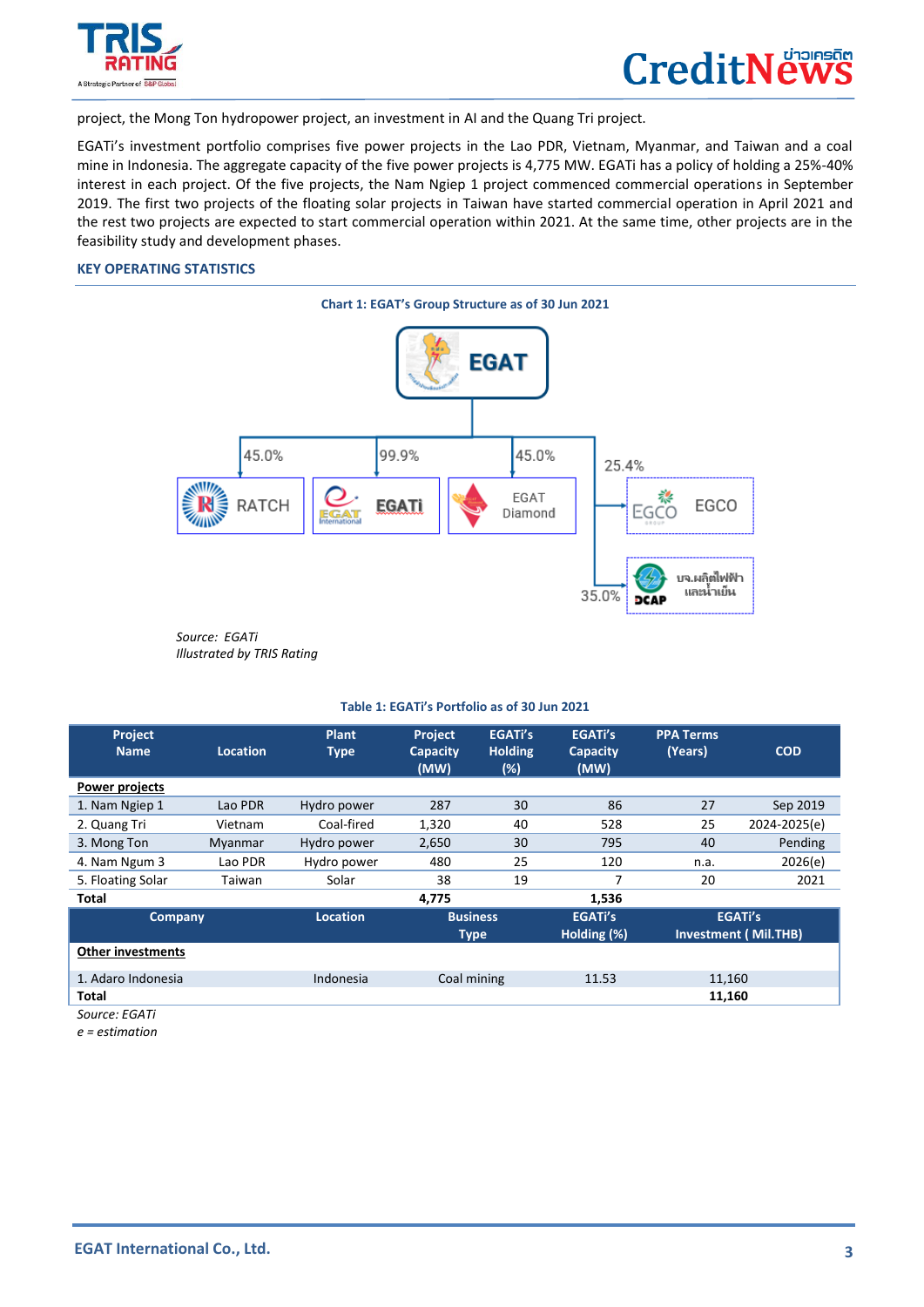project, the Mong Ton hydropower project, an investment in AI and the Quang Tri project.

EGATi's investment portfolio comprises five power projects in the Lao PDR, Vietnam, Myanmar, and Taiwan and a coal mine in Indonesia. The aggregate capacity of the five power projects is 4,775 MW. EGATi has a policy of holding a 25%-40% interest in each project. Of the five projects, the Nam Ngiep 1 project commenced commercial operations in September 2019. The first two projects of the floating solar projects in Taiwan have started commercial operation in April 2021 and the rest two projects are expected to start commercial operation within 2021. At the same time, other projects are in the feasibility study and development phases.

## KEY OPERATING STATISTICS

**Chart 1: EGAT's Group Structure as of 30 Jun 2021**

EGAT
- RATCH: 45.0%
- EGATi: 99.9%
- EGAT Diamond: 45.0%
- EGCO: 25.4%
- DCAP บจ.ผลิตไฟฟ้าและน้ำเย็น: 35.0%

*Source: EGATi*
*Illustrated by TRIS Rating*

**Table 1: EGATi's Portfolio as of 30 Jun 2021**

| Project Name | Location | Plant Type | Project Capacity (MW) | EGATi's Holding (%) | EGATi's Capacity (MW) | PPA Terms (Years) | COD |
|---|---|---|---|---|---|---|---|
| **Power projects** | | | | | | | |
| 1. Nam Ngiep 1 | Lao PDR | Hydro power | 287 | 30 | 86 | 27 | Sep 2019 |
| 2. Quang Tri | Vietnam | Coal-fired | 1,320 | 40 | 528 | 25 | 2024-2025(e) |
| 3. Mong Ton | Myanmar | Hydro power | 2,650 | 30 | 795 | 40 | Pending |
| 4. Nam Ngum 3 | Lao PDR | Hydro power | 480 | 25 | 120 | n.a. | 2026(e) |
| 5. Floating Solar | Taiwan | Solar | 38 | 19 | 7 | 20 | 2021 |
| **Total** | | | **4,775** | | **1,536** | | |

| Company | Location | Business Type | EGATi's Holding (%) | EGATi's Investment ( Mil.THB) |
|---|---|---|---|---|
| **Other investments** | | | | |
| 1. Adaro Indonesia | Indonesia | Coal mining | 11.53 | 11,160 |
| **Total** | | | | **11,160** |

*Source: EGATi*
*e = estimation*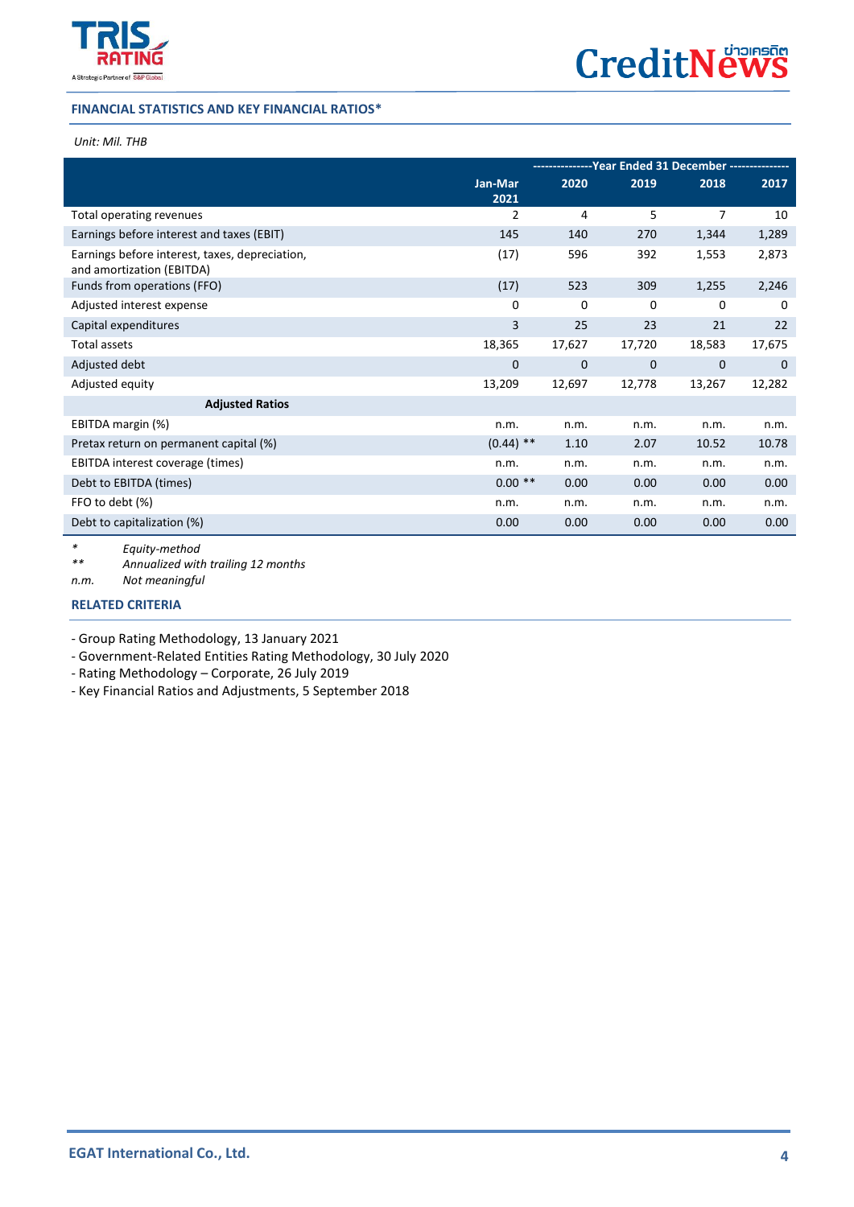### FINANCIAL STATISTICS AND KEY FINANCIAL RATIOS*

*Unit: Mil. THB*

| | Jan-Mar 2021 | ---------------Year Ended 31 December --------------- 2020 | 2019 | 2018 | 2017 |
|---|---|---|---|---|---|
| Total operating revenues | 2 | 4 | 5 | 7 | 10 |
| Earnings before interest and taxes (EBIT) | 145 | 140 | 270 | 1,344 | 1,289 |
| Earnings before interest, taxes, depreciation, and amortization (EBITDA) | (17) | 596 | 392 | 1,553 | 2,873 |
| Funds from operations (FFO) | (17) | 523 | 309 | 1,255 | 2,246 |
| Adjusted interest expense | 0 | 0 | 0 | 0 | 0 |
| Capital expenditures | 3 | 25 | 23 | 21 | 22 |
| Total assets | 18,365 | 17,627 | 17,720 | 18,583 | 17,675 |
| Adjusted debt | 0 | 0 | 0 | 0 | 0 |
| Adjusted equity | 13,209 | 12,697 | 12,778 | 13,267 | 12,282 |
| **Adjusted Ratios** | | | | | |
| EBITDA margin (%) | n.m. | n.m. | n.m. | n.m. | n.m. |
| Pretax return on permanent capital (%) | (0.44) ** | 1.10 | 2.07 | 10.52 | 10.78 |
| EBITDA interest coverage (times) | n.m. | n.m. | n.m. | n.m. | n.m. |
| Debt to EBITDA (times) | 0.00 ** | 0.00 | 0.00 | 0.00 | 0.00 |
| FFO to debt (%) | n.m. | n.m. | n.m. | n.m. | n.m. |
| Debt to capitalization (%) | 0.00 | 0.00 | 0.00 | 0.00 | 0.00 |

\* *Equity-method*

\*\* *Annualized with trailing 12 months*

*n.m.* *Not meaningful*

### RELATED CRITERIA

- Group Rating Methodology, 13 January 2021
- Government-Related Entities Rating Methodology, 30 July 2020
- Rating Methodology – Corporate, 26 July 2019
- Key Financial Ratios and Adjustments, 5 September 2018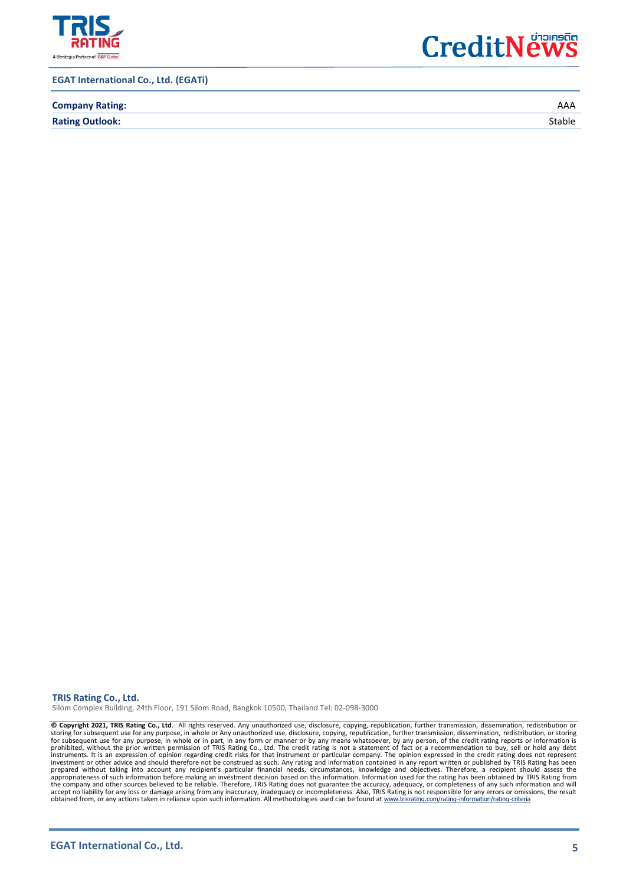**EGAT International Co., Ltd. (EGATi)**

| | |
|---|---|
| **Company Rating:** | AAA |
| **Rating Outlook:** | Stable |

**TRIS Rating Co., Ltd.**
Silom Complex Building, 24th Floor, 191 Silom Road, Bangkok 10500, Thailand Tel: 02-098-3000

**© Copyright 2021, TRIS Rating Co., Ltd**. All rights reserved. Any unauthorized use, disclosure, copying, republication, further transmission, dissemination, redistribution or storing for subsequent use for any purpose, in whole or Any unauthorized use, disclosure, copying, republication, further transmission, dissemination, redistribution, or storing for subsequent use for any purpose, in whole or in part, in any form or manner or by any means whatsoever, by any person, of the credit rating reports or information is prohibited, without the prior written permission of TRIS Rating Co., Ltd. The credit rating is not a statement of fact or a recommendation to buy, sell or hold any debt instruments. It is an expression of opinion regarding credit risks for that instrument or particular company. The opinion expressed in the credit rating does not represent investment or other advice and should therefore not be construed as such. Any rating and information contained in any report written or published by TRIS Rating has been prepared without taking into account any recipient's particular financial needs, circumstances, knowledge and objectives. Therefore, a recipient should assess the appropriateness of such information before making an investment decision based on this information. Information used for the rating has been obtained by TRIS Rating from the company and other sources believed to be reliable. Therefore, TRIS Rating does not guarantee the accuracy, adequacy, or completeness of any such information and will accept no liability for any loss or damage arising from any inaccuracy, inadequacy or incompleteness. Also, TRIS Rating is not responsible for any errors or omissions, the result obtained from, or any actions taken in reliance upon such information. All methodologies used can be found at www.trisrating.com/rating-information/rating-criteria